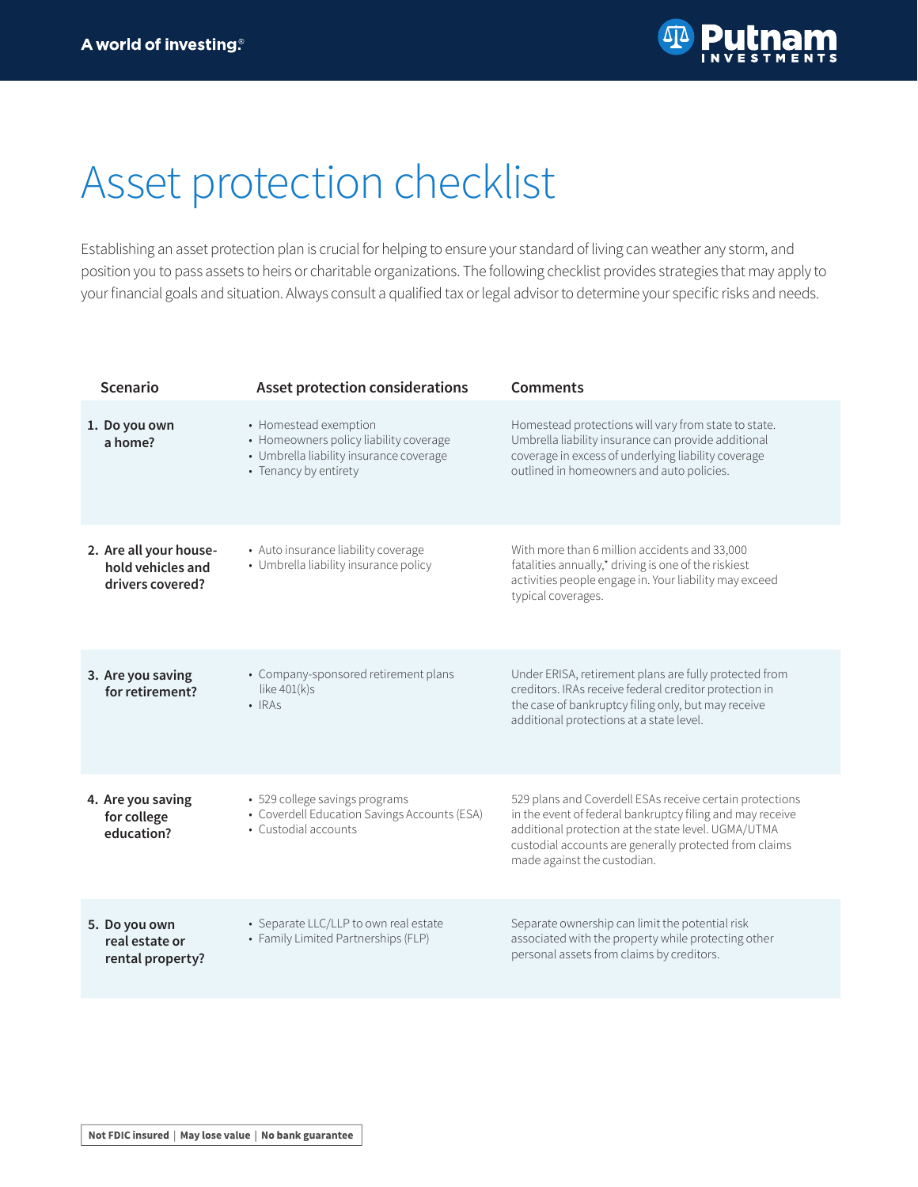# Asset protection checklist

Establishing an asset protection plan is crucial for helping to ensure your standard of living can weather any storm, and position you to pass assets to heirs or charitable organizations. The following checklist provides strategies that may apply to your financial goals and situation. Always consult a qualified tax or legal advisor to determine your specific risks and needs.

| Scenario | Asset protection considerations | Comments |
|---|---|---|
| **1. Do you own a home?** | • Homestead exemption<br>• Homeowners policy liability coverage<br>• Umbrella liability insurance coverage<br>• Tenancy by entirety | Homestead protections will vary from state to state. Umbrella liability insurance can provide additional coverage in excess of underlying liability coverage outlined in homeowners and auto policies. |
| **2. Are all your household vehicles and drivers covered?** | • Auto insurance liability coverage<br>• Umbrella liability insurance policy | With more than 6 million accidents and 33,000 fatalities annually,* driving is one of the riskiest activities people engage in. Your liability may exceed typical coverages. |
| **3. Are you saving for retirement?** | • Company-sponsored retirement plans like 401(k)s<br>• IRAs | Under ERISA, retirement plans are fully protected from creditors. IRAs receive federal creditor protection in the case of bankruptcy filing only, but may receive additional protections at a state level. |
| **4. Are you saving for college education?** | • 529 college savings programs<br>• Coverdell Education Savings Accounts (ESA)<br>• Custodial accounts | 529 plans and Coverdell ESAs receive certain protections in the event of federal bankruptcy filing and may receive additional protection at the state level. UGMA/UTMA custodial accounts are generally protected from claims made against the custodian. |
| **5. Do you own real estate or rental property?** | • Separate LLC/LLP to own real estate<br>• Family Limited Partnerships (FLP) | Separate ownership can limit the potential risk associated with the property while protecting other personal assets from claims by creditors. |

**Not FDIC insured | May lose value | No bank guarantee**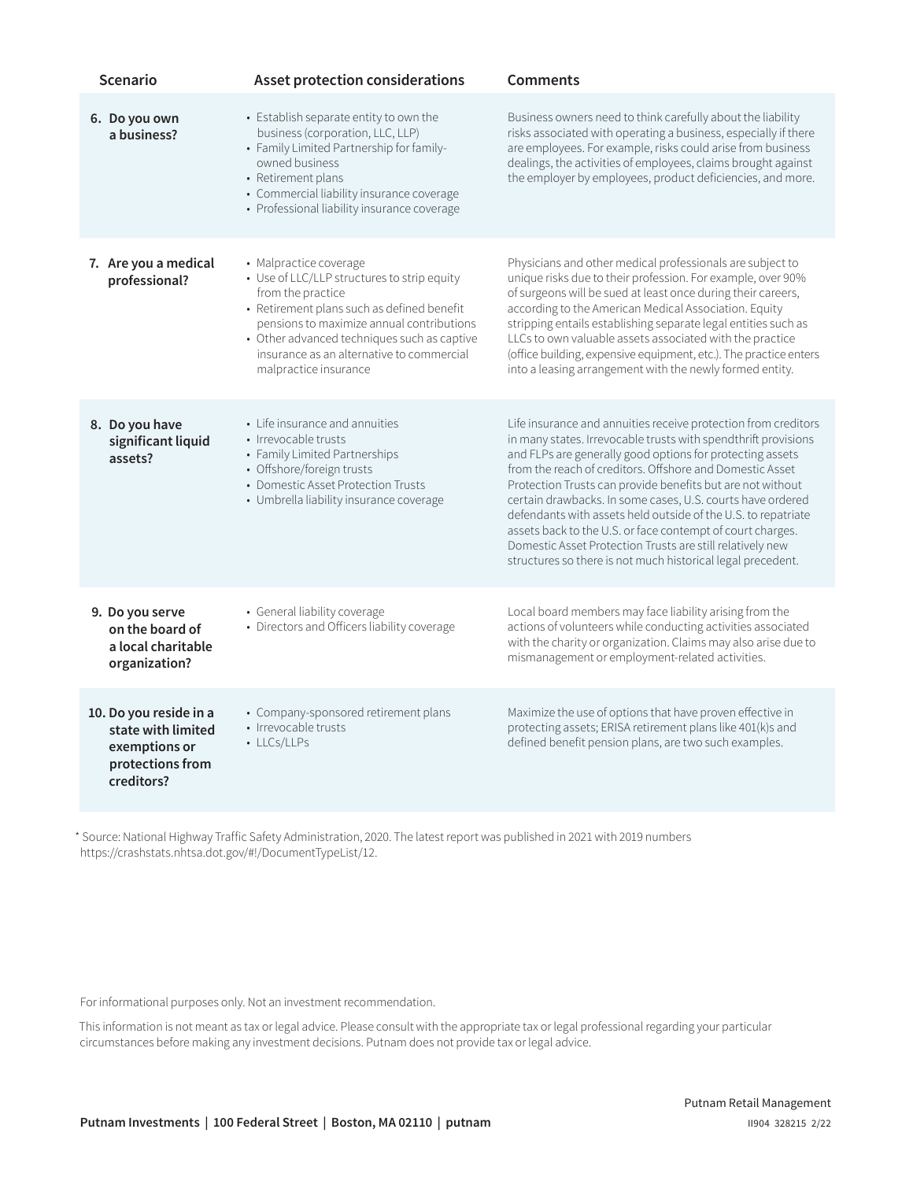| Scenario | Asset protection considerations | Comments |
|---|---|---|
| **6. Do you own a business?** | • Establish separate entity to own the business (corporation, LLC, LLP)<br>• Family Limited Partnership for family-owned business<br>• Retirement plans<br>• Commercial liability insurance coverage<br>• Professional liability insurance coverage | Business owners need to think carefully about the liability risks associated with operating a business, especially if there are employees. For example, risks could arise from business dealings, the activities of employees, claims brought against the employer by employees, product deficiencies, and more. |
| **7. Are you a medical professional?** | • Malpractice coverage<br>• Use of LLC/LLP structures to strip equity from the practice<br>• Retirement plans such as defined benefit pensions to maximize annual contributions<br>• Other advanced techniques such as captive insurance as an alternative to commercial malpractice insurance | Physicians and other medical professionals are subject to unique risks due to their profession. For example, over 90% of surgeons will be sued at least once during their careers, according to the American Medical Association. Equity stripping entails establishing separate legal entities such as LLCs to own valuable assets associated with the practice (office building, expensive equipment, etc.). The practice enters into a leasing arrangement with the newly formed entity. |
| **8. Do you have significant liquid assets?** | • Life insurance and annuities<br>• Irrevocable trusts<br>• Family Limited Partnerships<br>• Offshore/foreign trusts<br>• Domestic Asset Protection Trusts<br>• Umbrella liability insurance coverage | Life insurance and annuities receive protection from creditors in many states. Irrevocable trusts with spendthrift provisions and FLPs are generally good options for protecting assets from the reach of creditors. Offshore and Domestic Asset Protection Trusts can provide benefits but are not without certain drawbacks. In some cases, U.S. courts have ordered defendants with assets held outside of the U.S. to repatriate assets back to the U.S. or face contempt of court charges. Domestic Asset Protection Trusts are still relatively new structures so there is not much historical legal precedent. |
| **9. Do you serve on the board of a local charitable organization?** | • General liability coverage<br>• Directors and Officers liability coverage | Local board members may face liability arising from the actions of volunteers while conducting activities associated with the charity or organization. Claims may also arise due to mismanagement or employment-related activities. |
| **10. Do you reside in a state with limited exemptions or protections from creditors?** | • Company-sponsored retirement plans<br>• Irrevocable trusts<br>• LLCs/LLPs | Maximize the use of options that have proven effective in protecting assets; ERISA retirement plans like 401(k)s and defined benefit pension plans, are two such examples. |

* Source: National Highway Traffic Safety Administration, 2020. The latest report was published in 2021 with 2019 numbers https://crashstats.nhtsa.dot.gov/#!/DocumentTypeList/12.

For informational purposes only. Not an investment recommendation.

This information is not meant as tax or legal advice. Please consult with the appropriate tax or legal professional regarding your particular circumstances before making any investment decisions. Putnam does not provide tax or legal advice.

Putnam Retail Management

**Putnam Investments | 100 Federal Street | Boston, MA 02110 | putnam**

II904 328215 2/22